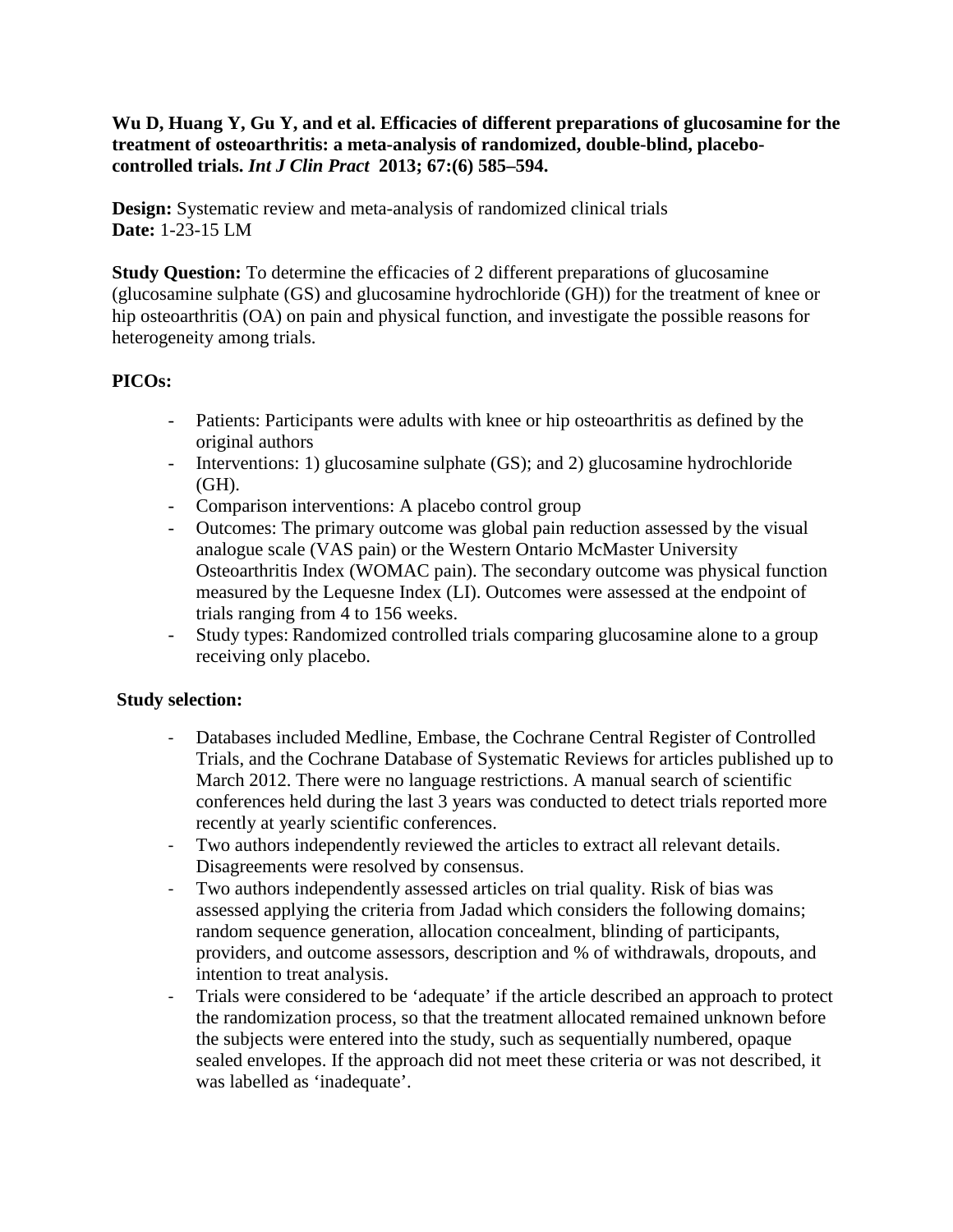**Wu D, Huang Y, Gu Y, and et al. Efficacies of different preparations of glucosamine for the treatment of osteoarthritis: a meta-analysis of randomized, double-blind, placebo-controlled trials.** ***Int J Clin Pract*** **2013; 67:(6) 585–594.**

**Design:** Systematic review and meta-analysis of randomized clinical trials
**Date:** 1-23-15 LM

**Study Question:** To determine the efficacies of 2 different preparations of glucosamine (glucosamine sulphate (GS) and glucosamine hydrochloride (GH)) for the treatment of knee or hip osteoarthritis (OA) on pain and physical function, and investigate the possible reasons for heterogeneity among trials.

**PICOs:**

- Patients: Participants were adults with knee or hip osteoarthritis as defined by the original authors
- Interventions: 1) glucosamine sulphate (GS); and 2) glucosamine hydrochloride (GH).
- Comparison interventions: A placebo control group
- Outcomes: The primary outcome was global pain reduction assessed by the visual analogue scale (VAS pain) or the Western Ontario McMaster University Osteoarthritis Index (WOMAC pain). The secondary outcome was physical function measured by the Lequesne Index (LI). Outcomes were assessed at the endpoint of trials ranging from 4 to 156 weeks.
- Study types: Randomized controlled trials comparing glucosamine alone to a group receiving only placebo.

**Study selection:**

- Databases included Medline, Embase, the Cochrane Central Register of Controlled Trials, and the Cochrane Database of Systematic Reviews for articles published up to March 2012. There were no language restrictions. A manual search of scientific conferences held during the last 3 years was conducted to detect trials reported more recently at yearly scientific conferences.
- Two authors independently reviewed the articles to extract all relevant details. Disagreements were resolved by consensus.
- Two authors independently assessed articles on trial quality. Risk of bias was assessed applying the criteria from Jadad which considers the following domains; random sequence generation, allocation concealment, blinding of participants, providers, and outcome assessors, description and % of withdrawals, dropouts, and intention to treat analysis.
- Trials were considered to be 'adequate' if the article described an approach to protect the randomization process, so that the treatment allocated remained unknown before the subjects were entered into the study, such as sequentially numbered, opaque sealed envelopes. If the approach did not meet these criteria or was not described, it was labelled as 'inadequate'.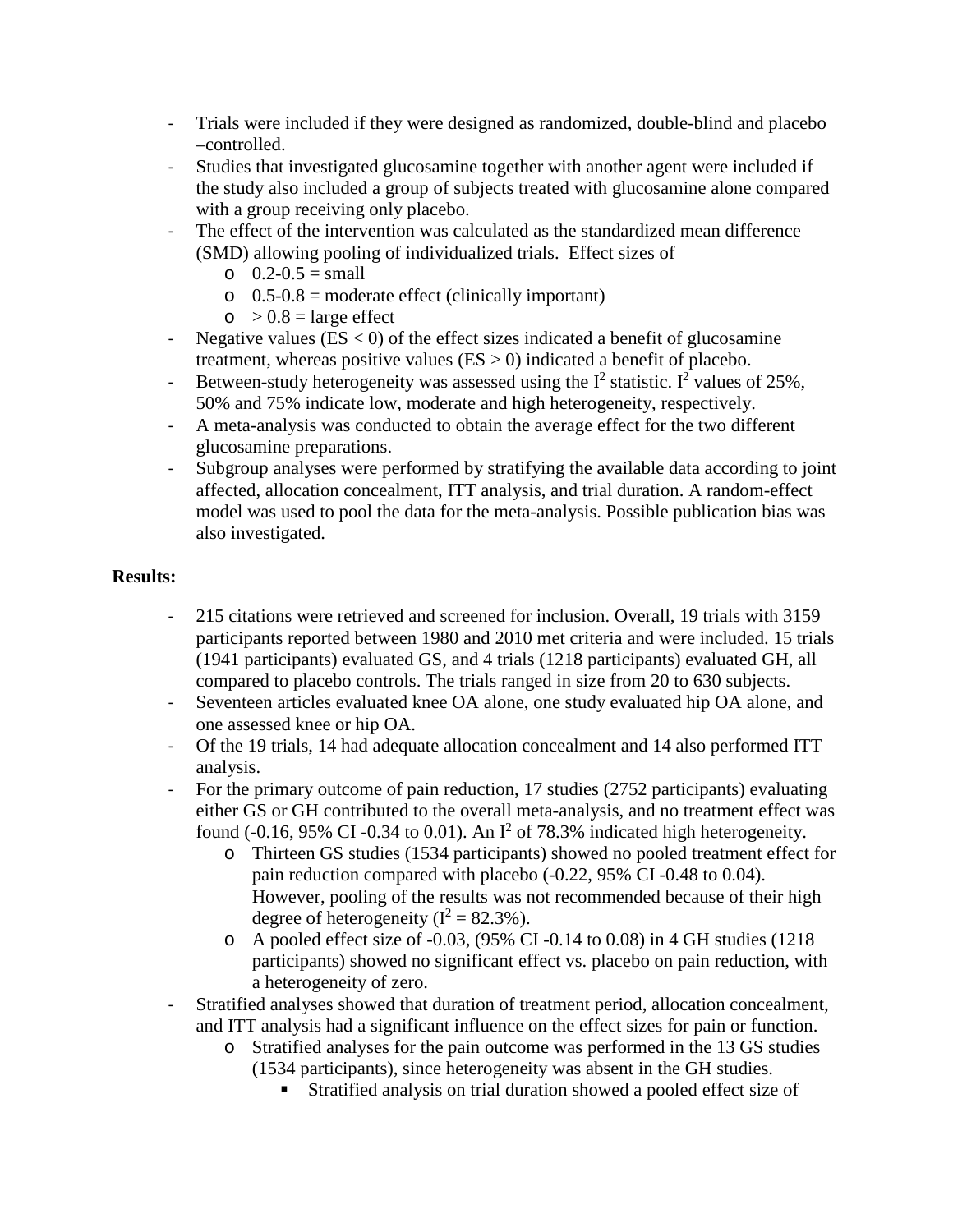- Trials were included if they were designed as randomized, double-blind and placebo –controlled.
- Studies that investigated glucosamine together with another agent were included if the study also included a group of subjects treated with glucosamine alone compared with a group receiving only placebo.
- The effect of the intervention was calculated as the standardized mean difference (SMD) allowing pooling of individualized trials. Effect sizes of
  - 0.2-0.5 = small
  - 0.5-0.8 = moderate effect (clinically important)
  - > 0.8 = large effect
- Negative values (ES < 0) of the effect sizes indicated a benefit of glucosamine treatment, whereas positive values (ES > 0) indicated a benefit of placebo.
- Between-study heterogeneity was assessed using the $I^2$ statistic. $I^2$ values of 25%, 50% and 75% indicate low, moderate and high heterogeneity, respectively.
- A meta-analysis was conducted to obtain the average effect for the two different glucosamine preparations.
- Subgroup analyses were performed by stratifying the available data according to joint affected, allocation concealment, ITT analysis, and trial duration. A random-effect model was used to pool the data for the meta-analysis. Possible publication bias was also investigated.

**Results:**

- 215 citations were retrieved and screened for inclusion. Overall, 19 trials with 3159 participants reported between 1980 and 2010 met criteria and were included. 15 trials (1941 participants) evaluated GS, and 4 trials (1218 participants) evaluated GH, all compared to placebo controls. The trials ranged in size from 20 to 630 subjects.
- Seventeen articles evaluated knee OA alone, one study evaluated hip OA alone, and one assessed knee or hip OA.
- Of the 19 trials, 14 had adequate allocation concealment and 14 also performed ITT analysis.
- For the primary outcome of pain reduction, 17 studies (2752 participants) evaluating either GS or GH contributed to the overall meta-analysis, and no treatment effect was found (-0.16, 95% CI -0.34 to 0.01). An $I^2$ of 78.3% indicated high heterogeneity.
  - Thirteen GS studies (1534 participants) showed no pooled treatment effect for pain reduction compared with placebo (-0.22, 95% CI -0.48 to 0.04). However, pooling of the results was not recommended because of their high degree of heterogeneity ($I^2$ = 82.3%).
  - A pooled effect size of -0.03, (95% CI -0.14 to 0.08) in 4 GH studies (1218 participants) showed no significant effect vs. placebo on pain reduction, with a heterogeneity of zero.
- Stratified analyses showed that duration of treatment period, allocation concealment, and ITT analysis had a significant influence on the effect sizes for pain or function.
  - Stratified analyses for the pain outcome was performed in the 13 GS studies (1534 participants), since heterogeneity was absent in the GH studies.
    - Stratified analysis on trial duration showed a pooled effect size of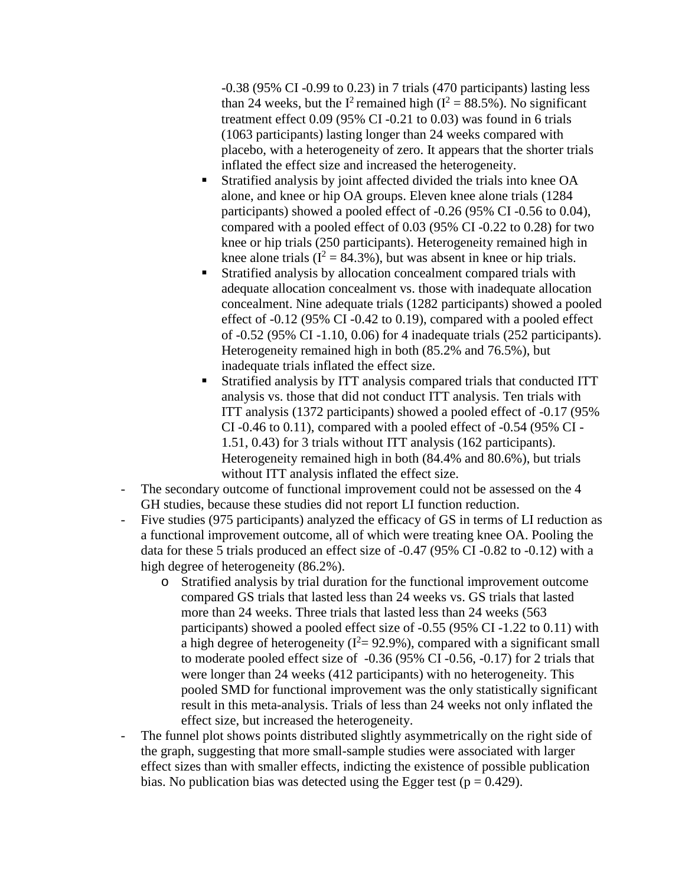-0.38 (95% CI -0.99 to 0.23) in 7 trials (470 participants) lasting less than 24 weeks, but the $I^2$ remained high ($I^2 = 88.5\%$). No significant treatment effect 0.09 (95% CI -0.21 to 0.03) was found in 6 trials (1063 participants) lasting longer than 24 weeks compared with placebo, with a heterogeneity of zero. It appears that the shorter trials inflated the effect size and increased the heterogeneity.

    - Stratified analysis by joint affected divided the trials into knee OA alone, and knee or hip OA groups. Eleven knee alone trials (1284 participants) showed a pooled effect of -0.26 (95% CI -0.56 to 0.04), compared with a pooled effect of 0.03 (95% CI -0.22 to 0.28) for two knee or hip trials (250 participants). Heterogeneity remained high in knee alone trials ($I^2 = 84.3\%$), but was absent in knee or hip trials.
    - Stratified analysis by allocation concealment compared trials with adequate allocation concealment vs. those with inadequate allocation concealment. Nine adequate trials (1282 participants) showed a pooled effect of -0.12 (95% CI -0.42 to 0.19), compared with a pooled effect of -0.52 (95% CI -1.10, 0.06) for 4 inadequate trials (252 participants). Heterogeneity remained high in both (85.2% and 76.5%), but inadequate trials inflated the effect size.
    - Stratified analysis by ITT analysis compared trials that conducted ITT analysis vs. those that did not conduct ITT analysis. Ten trials with ITT analysis (1372 participants) showed a pooled effect of -0.17 (95% CI -0.46 to 0.11), compared with a pooled effect of -0.54 (95% CI -1.51, 0.43) for 3 trials without ITT analysis (162 participants). Heterogeneity remained high in both (84.4% and 80.6%), but trials without ITT analysis inflated the effect size.

- The secondary outcome of functional improvement could not be assessed on the 4 GH studies, because these studies did not report LI function reduction.
- Five studies (975 participants) analyzed the efficacy of GS in terms of LI reduction as a functional improvement outcome, all of which were treating knee OA. Pooling the data for these 5 trials produced an effect size of -0.47 (95% CI -0.82 to -0.12) with a high degree of heterogeneity (86.2%).
    - Stratified analysis by trial duration for the functional improvement outcome compared GS trials that lasted less than 24 weeks vs. GS trials that lasted more than 24 weeks. Three trials that lasted less than 24 weeks (563 participants) showed a pooled effect size of -0.55 (95% CI -1.22 to 0.11) with a high degree of heterogeneity ($I^2 = 92.9\%$), compared with a significant small to moderate pooled effect size of -0.36 (95% CI -0.56, -0.17) for 2 trials that were longer than 24 weeks (412 participants) with no heterogeneity. This pooled SMD for functional improvement was the only statistically significant result in this meta-analysis. Trials of less than 24 weeks not only inflated the effect size, but increased the heterogeneity.
- The funnel plot shows points distributed slightly asymmetrically on the right side of the graph, suggesting that more small-sample studies were associated with larger effect sizes than with smaller effects, indicting the existence of possible publication bias. No publication bias was detected using the Egger test ($p = 0.429$).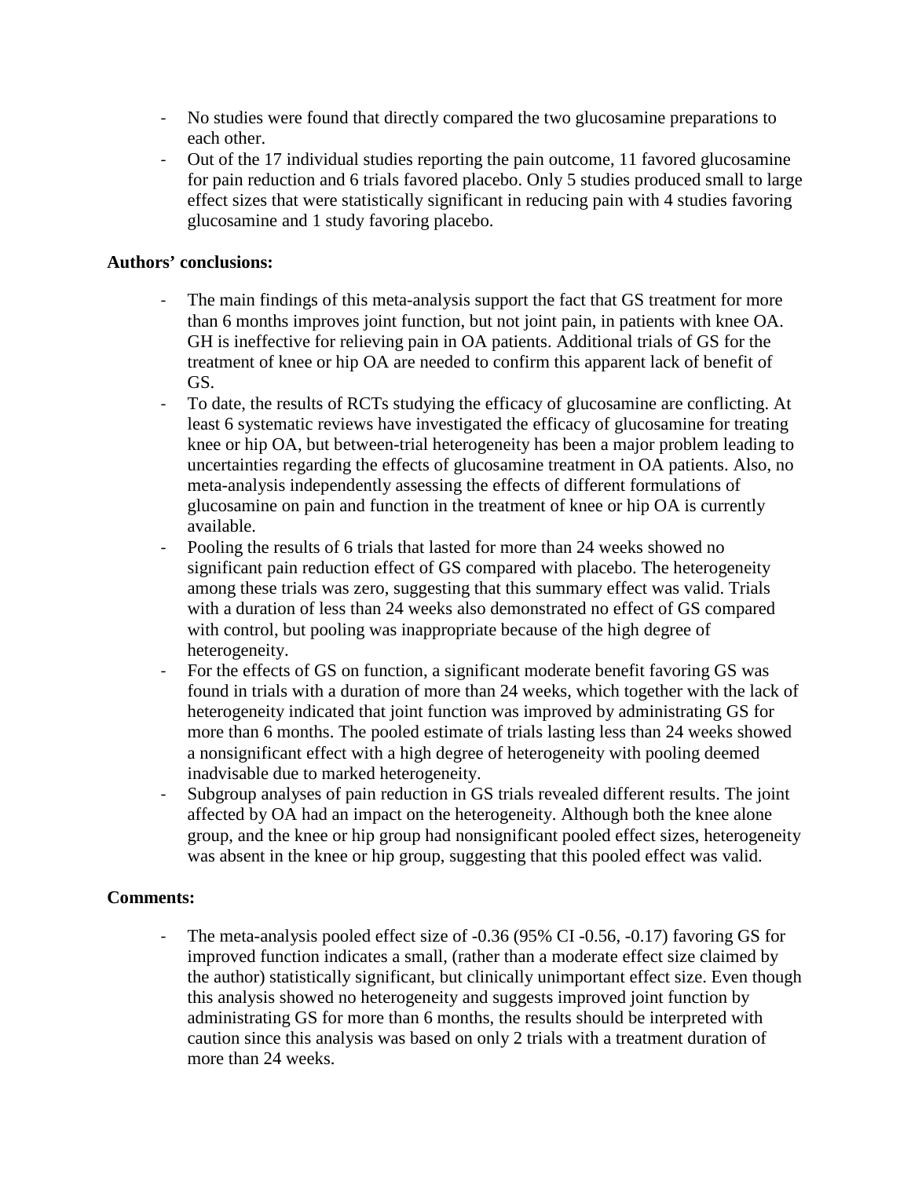- No studies were found that directly compared the two glucosamine preparations to each other.
- Out of the 17 individual studies reporting the pain outcome, 11 favored glucosamine for pain reduction and 6 trials favored placebo. Only 5 studies produced small to large effect sizes that were statistically significant in reducing pain with 4 studies favoring glucosamine and 1 study favoring placebo.

**Authors' conclusions:**

- The main findings of this meta-analysis support the fact that GS treatment for more than 6 months improves joint function, but not joint pain, in patients with knee OA. GH is ineffective for relieving pain in OA patients. Additional trials of GS for the treatment of knee or hip OA are needed to confirm this apparent lack of benefit of GS.
- To date, the results of RCTs studying the efficacy of glucosamine are conflicting. At least 6 systematic reviews have investigated the efficacy of glucosamine for treating knee or hip OA, but between-trial heterogeneity has been a major problem leading to uncertainties regarding the effects of glucosamine treatment in OA patients. Also, no meta-analysis independently assessing the effects of different formulations of glucosamine on pain and function in the treatment of knee or hip OA is currently available.
- Pooling the results of 6 trials that lasted for more than 24 weeks showed no significant pain reduction effect of GS compared with placebo. The heterogeneity among these trials was zero, suggesting that this summary effect was valid. Trials with a duration of less than 24 weeks also demonstrated no effect of GS compared with control, but pooling was inappropriate because of the high degree of heterogeneity.
- For the effects of GS on function, a significant moderate benefit favoring GS was found in trials with a duration of more than 24 weeks, which together with the lack of heterogeneity indicated that joint function was improved by administrating GS for more than 6 months. The pooled estimate of trials lasting less than 24 weeks showed a nonsignificant effect with a high degree of heterogeneity with pooling deemed inadvisable due to marked heterogeneity.
- Subgroup analyses of pain reduction in GS trials revealed different results. The joint affected by OA had an impact on the heterogeneity. Although both the knee alone group, and the knee or hip group had nonsignificant pooled effect sizes, heterogeneity was absent in the knee or hip group, suggesting that this pooled effect was valid.

**Comments:**

- The meta-analysis pooled effect size of -0.36 (95% CI -0.56, -0.17) favoring GS for improved function indicates a small, (rather than a moderate effect size claimed by the author) statistically significant, but clinically unimportant effect size. Even though this analysis showed no heterogeneity and suggests improved joint function by administrating GS for more than 6 months, the results should be interpreted with caution since this analysis was based on only 2 trials with a treatment duration of more than 24 weeks.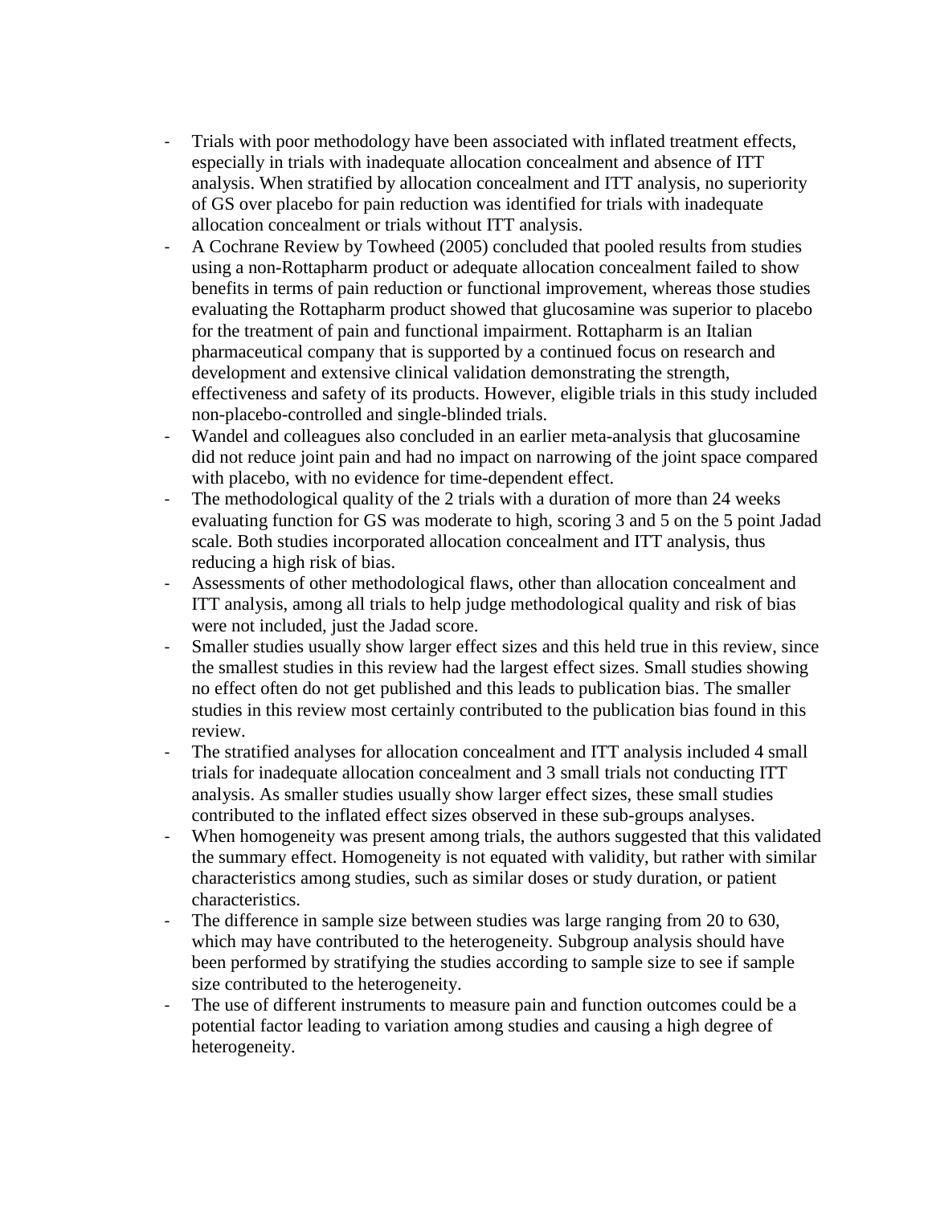- Trials with poor methodology have been associated with inflated treatment effects, especially in trials with inadequate allocation concealment and absence of ITT analysis. When stratified by allocation concealment and ITT analysis, no superiority of GS over placebo for pain reduction was identified for trials with inadequate allocation concealment or trials without ITT analysis.
- A Cochrane Review by Towheed (2005) concluded that pooled results from studies using a non-Rottapharm product or adequate allocation concealment failed to show benefits in terms of pain reduction or functional improvement, whereas those studies evaluating the Rottapharm product showed that glucosamine was superior to placebo for the treatment of pain and functional impairment. Rottapharm is an Italian pharmaceutical company that is supported by a continued focus on research and development and extensive clinical validation demonstrating the strength, effectiveness and safety of its products. However, eligible trials in this study included non-placebo-controlled and single-blinded trials.
- Wandel and colleagues also concluded in an earlier meta-analysis that glucosamine did not reduce joint pain and had no impact on narrowing of the joint space compared with placebo, with no evidence for time-dependent effect.
- The methodological quality of the 2 trials with a duration of more than 24 weeks evaluating function for GS was moderate to high, scoring 3 and 5 on the 5 point Jadad scale. Both studies incorporated allocation concealment and ITT analysis, thus reducing a high risk of bias.
- Assessments of other methodological flaws, other than allocation concealment and ITT analysis, among all trials to help judge methodological quality and risk of bias were not included, just the Jadad score.
- Smaller studies usually show larger effect sizes and this held true in this review, since the smallest studies in this review had the largest effect sizes. Small studies showing no effect often do not get published and this leads to publication bias. The smaller studies in this review most certainly contributed to the publication bias found in this review.
- The stratified analyses for allocation concealment and ITT analysis included 4 small trials for inadequate allocation concealment and 3 small trials not conducting ITT analysis. As smaller studies usually show larger effect sizes, these small studies contributed to the inflated effect sizes observed in these sub-groups analyses.
- When homogeneity was present among trials, the authors suggested that this validated the summary effect. Homogeneity is not equated with validity, but rather with similar characteristics among studies, such as similar doses or study duration, or patient characteristics.
- The difference in sample size between studies was large ranging from 20 to 630, which may have contributed to the heterogeneity. Subgroup analysis should have been performed by stratifying the studies according to sample size to see if sample size contributed to the heterogeneity.
- The use of different instruments to measure pain and function outcomes could be a potential factor leading to variation among studies and causing a high degree of heterogeneity.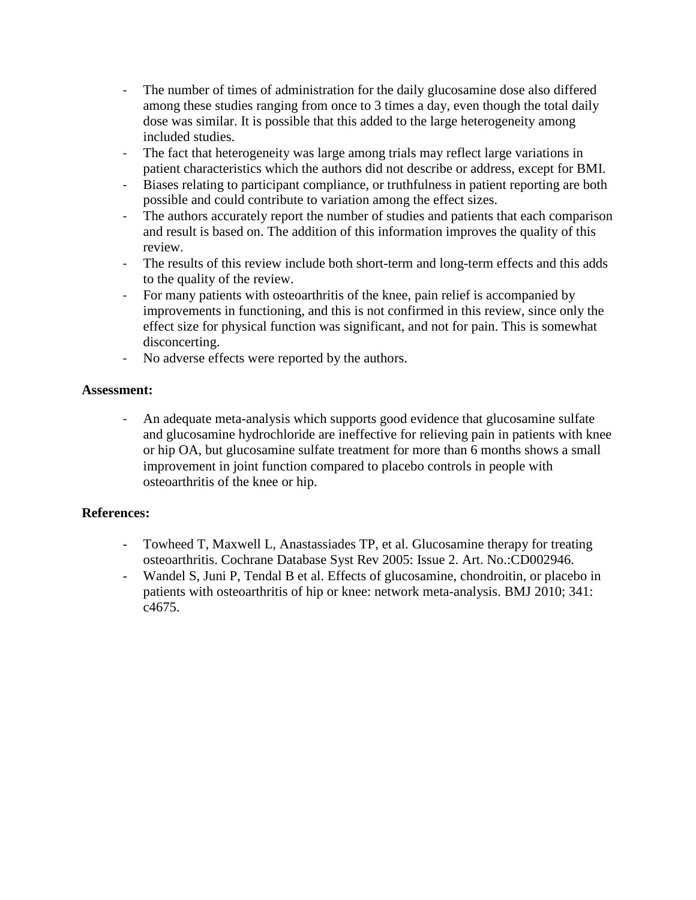- The number of times of administration for the daily glucosamine dose also differed among these studies ranging from once to 3 times a day, even though the total daily dose was similar. It is possible that this added to the large heterogeneity among included studies.
- The fact that heterogeneity was large among trials may reflect large variations in patient characteristics which the authors did not describe or address, except for BMI.
- Biases relating to participant compliance, or truthfulness in patient reporting are both possible and could contribute to variation among the effect sizes.
- The authors accurately report the number of studies and patients that each comparison and result is based on. The addition of this information improves the quality of this review.
- The results of this review include both short-term and long-term effects and this adds to the quality of the review.
- For many patients with osteoarthritis of the knee, pain relief is accompanied by improvements in functioning, and this is not confirmed in this review, since only the effect size for physical function was significant, and not for pain. This is somewhat disconcerting.
- No adverse effects were reported by the authors.

**Assessment:**

- An adequate meta-analysis which supports good evidence that glucosamine sulfate and glucosamine hydrochloride are ineffective for relieving pain in patients with knee or hip OA, but glucosamine sulfate treatment for more than 6 months shows a small improvement in joint function compared to placebo controls in people with osteoarthritis of the knee or hip.

**References:**

- Towheed T, Maxwell L, Anastassiades TP, et al. Glucosamine therapy for treating osteoarthritis. Cochrane Database Syst Rev 2005: Issue 2. Art. No.:CD002946.
- Wandel S, Juni P, Tendal B et al. Effects of glucosamine, chondroitin, or placebo in patients with osteoarthritis of hip or knee: network meta-analysis. BMJ 2010; 341: c4675.